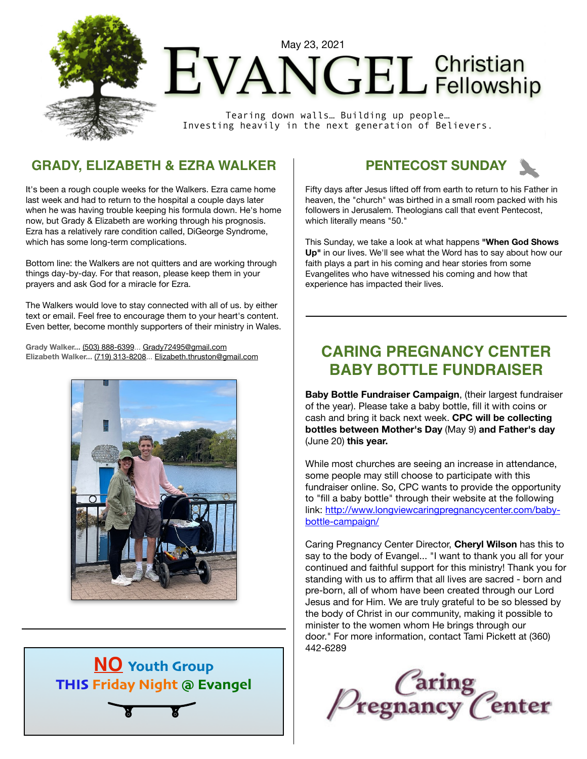May 23, 2021

# EVANGEL Christian Fellowship

Tearing down walls… Building up people…
Investing heavily in the next generation of Believers.

## GRADY, ELIZABETH & EZRA WALKER

It's been a rough couple weeks for the Walkers. Ezra came home last week and had to return to the hospital a couple days later when he was having trouble keeping his formula down. He's home now, but Grady & Elizabeth are working through his prognosis. Ezra has a relatively rare condition called, DiGeorge Syndrome, which has some long-term complications.

Bottom line: the Walkers are not quitters and are working through things day-by-day. For that reason, please keep them in your prayers and ask God for a miracle for Ezra.

The Walkers would love to stay connected with all of us. by either text or email. Feel free to encourage them to your heart's content. Even better, become monthly supporters of their ministry in Wales.

**Grady Walker...** (503) 888-6399... Grady72495@gmail.com
**Elizabeth Walker...** (719) 313-8208... Elizabeth.thruston@gmail.com

**NO Youth Group THIS Friday Night @ Evangel**

## PENTECOST SUNDAY

Fifty days after Jesus lifted off from earth to return to his Father in heaven, the "church" was birthed in a small room packed with his followers in Jerusalem. Theologians call that event Pentecost, which literally means "50."

This Sunday, we take a look at what happens **"When God Shows Up"** in our lives. We'll see what the Word has to say about how our faith plays a part in his coming and hear stories from some Evangelites who have witnessed his coming and how that experience has impacted their lives.

## CARING PREGNANCY CENTER BABY BOTTLE FUNDRAISER

**Baby Bottle Fundraiser Campaign**, (their largest fundraiser of the year). Please take a baby bottle, fill it with coins or cash and bring it back next week. **CPC will be collecting bottles between Mother's Day** (May 9) **and Father's day** (June 20) **this year.**

While most churches are seeing an increase in attendance, some people may still choose to participate with this fundraiser online. So, CPC wants to provide the opportunity to "fill a baby bottle" through their website at the following link: http://www.longviewcaringpregnancycenter.com/baby-bottle-campaign/

Caring Pregnancy Center Director, **Cheryl Wilson** has this to say to the body of Evangel... "I want to thank you all for your continued and faithful support for this ministry! Thank you for standing with us to affirm that all lives are sacred - born and pre-born, all of whom have been created through our Lord Jesus and for Him. We are truly grateful to be so blessed by the body of Christ in our community, making it possible to minister to the women whom He brings through our door." For more information, contact Tami Pickett at (360) 442-6289

Caring Pregnancy Center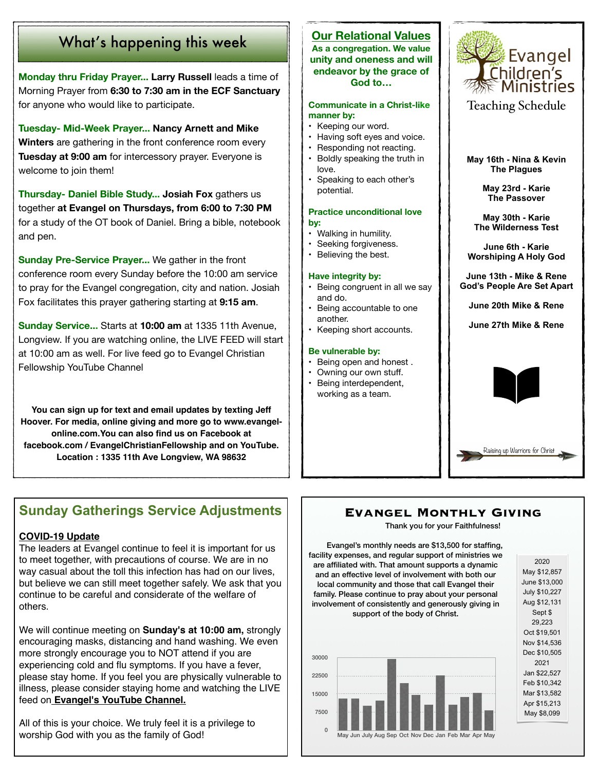## What's happening this week

**Monday thru Friday Prayer... Larry Russell** leads a time of Morning Prayer from **6:30 to 7:30 am in the ECF Sanctuary** for anyone who would like to participate.

**Tuesday- Mid-Week Prayer... Nancy Arnett and Mike Winters** are gathering in the front conference room every **Tuesday at 9:00 am** for intercessory prayer. Everyone is welcome to join them!

**Thursday- Daniel Bible Study... Josiah Fox** gathers us together **at Evangel on Thursdays, from 6:00 to 7:30 PM** for a study of the OT book of Daniel. Bring a bible, notebook and pen.

**Sunday Pre-Service Prayer...** We gather in the front conference room every Sunday before the 10:00 am service to pray for the Evangel congregation, city and nation. Josiah Fox facilitates this prayer gathering starting at **9:15 am**.

**Sunday Service...** Starts at **10:00 am** at 1335 11th Avenue, Longview. If you are watching online, the LIVE FEED will start at 10:00 am as well. For live feed go to Evangel Christian Fellowship YouTube Channel

**You can sign up for text and email updates by texting Jeff Hoover. For media, online giving and more go to www.evangel-online.com.You can also find us on Facebook at facebook.com / EvangelChristianFellowship and on YouTube. Location : 1335 11th Ave Longview, WA 98632**

## Our Relational Values

**As a congregation. We value unity and oneness and will endeavor by the grace of God to…**

**Communicate in a Christ-like manner by:**
- Keeping our word.
- Having soft eyes and voice.
- Responding not reacting.
- Boldly speaking the truth in love.
- Speaking to each other's potential.

**Practice unconditional love by:**
- Walking in humility.
- Seeking forgiveness.
- Believing the best.

**Have integrity by:**
- Being congruent in all we say and do.
- Being accountable to one another.
- Keeping short accounts.

**Be vulnerable by:**
- Being open and honest .
- Owning our own stuff.
- Being interdependent, working as a team.

## Evangel Children's Ministries

Teaching Schedule

**May 16th - Nina & Kevin**
**The Plagues**

**May 23rd - Karie**
**The Passover**

**May 30th - Karie**
**The Wilderness Test**

**June 6th - Karie**
**Worshiping A Holy God**

**June 13th - Mike & Rene**
**God's People Are Set Apart**

**June 20th Mike & Rene**

**June 27th Mike & Rene**

Raising up Warriors for Christ

## Sunday Gatherings Service Adjustments

**COVID-19 Update**

The leaders at Evangel continue to feel it is important for us to meet together, with precautions of course. We are in no way casual about the toll this infection has had on our lives, but believe we can still meet together safely. We ask that you continue to be careful and considerate of the welfare of others.

We will continue meeting on **Sunday's at 10:00 am,** strongly encouraging masks, distancing and hand washing. We even more strongly encourage you to NOT attend if you are experiencing cold and flu symptoms. If you have a fever, please stay home. If you feel you are physically vulnerable to illness, please consider staying home and watching the LIVE feed on **Evangel's YouTube Channel.**

All of this is your choice. We truly feel it is a privilege to worship God with you as the family of God!

## Evangel Monthly Giving

Thank you for your Faithfulness!

Evangel's monthly needs are $13,500 for staffing, facility expenses, and regular support of ministries we are affiliated with. That amount supports a dynamic and an effective level of involvement with both our local community and those that call Evangel their family. Please continue to pray about your personal involvement of consistently and generously giving in support of the body of Christ.

30000
22500
15000
7500
0
May Jun July Aug Sep Oct Nov Dec Jan Feb Mar Apr May

2020
May $12,857
June $13,000
July $10,227
Aug $12,131
Sept $ 29,223
Oct $19,501
Nov $14,536
Dec $10,505
2021
Jan $22,527
Feb $10,342
Mar $13,582
Apr $15,213
May $8,099